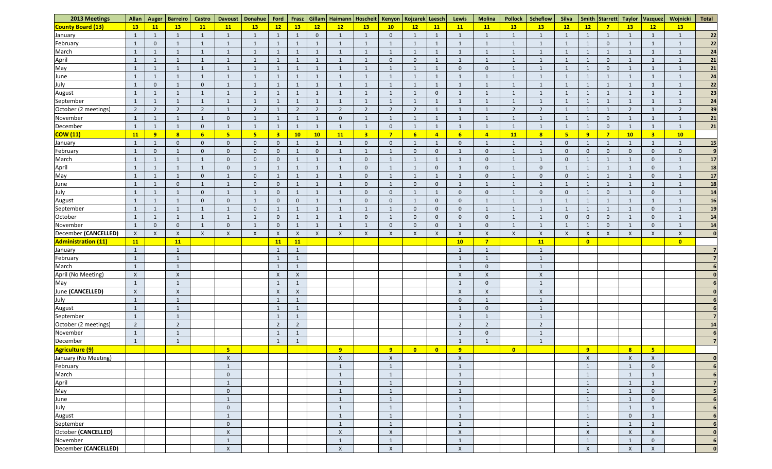| 2013 Meetings | Allan | Auger | Barreiro | Castro | Davoust | Donahue | Ford | Frasz | Gillam | Haimann | Hoscheit | Kenyon | Kojzarek | Laesch | Lewis | Molina | Pollock | Scheflow | Silva | Smith | Starrett | Taylor | Vazquez | Wojnicki | Total |
|---|---|---|---|---|---|---|---|---|---|---|---|---|---|---|---|---|---|---|---|---|---|---|---|---|---|
| **County Board (13)** | **13** | **11** | **13** | **11** | **11** | **13** | **12** | **13** | **12** | **12** | **13** | **10** | **12** | **11** | **11** | **11** | **13** | **13** | **12** | **12** | **7** | **13** | **12** | **13** | |
| January | 1 | 1 | 1 | 1 | 1 | 1 | 1 | 1 | 0 | 1 | 1 | 0 | 1 | 1 | 1 | 1 | 1 | 1 | 1 | 1 | 1 | 1 | 1 | 1 | **22** |
| February | 1 | 0 | 1 | 1 | 1 | 1 | 1 | 1 | 1 | 1 | 1 | 1 | 1 | 1 | 1 | 1 | 1 | 1 | 1 | 1 | 0 | 1 | 1 | 1 | **22** |
| March | 1 | 1 | 1 | 1 | 1 | 1 | 1 | 1 | 1 | 1 | 1 | 1 | 1 | 1 | 1 | 1 | 1 | 1 | 1 | 1 | 1 | 1 | 1 | 1 | **24** |
| April | 1 | 1 | 1 | 1 | 1 | 1 | 1 | 1 | 1 | 1 | 1 | 0 | 0 | 1 | 1 | 1 | 1 | 1 | 1 | 1 | 0 | 1 | 1 | 1 | **21** |
| May | 1 | 1 | 1 | 1 | 1 | 1 | 1 | 1 | 1 | 1 | 1 | 1 | 1 | 1 | 0 | 0 | 1 | 1 | 1 | 1 | 0 | 1 | 1 | 1 | **21** |
| June | 1 | 1 | 1 | 1 | 1 | 1 | 1 | 1 | 1 | 1 | 1 | 1 | 1 | 1 | 1 | 1 | 1 | 1 | 1 | 1 | 1 | 1 | 1 | 1 | **24** |
| July | 1 | 0 | 1 | 0 | 1 | 1 | 1 | 1 | 1 | 1 | 1 | 1 | 1 | 1 | 1 | 1 | 1 | 1 | 1 | 1 | 1 | 1 | 1 | 1 | **22** |
| August | 1 | 1 | 1 | 1 | 1 | 1 | 1 | 1 | 1 | 1 | 1 | 1 | 1 | 0 | 1 | 1 | 1 | 1 | 1 | 1 | 1 | 1 | 1 | 1 | **23** |
| September | 1 | 1 | 1 | 1 | 1 | 1 | 1 | 1 | 1 | 1 | 1 | 1 | 1 | 1 | 1 | 1 | 1 | 1 | 1 | 1 | 1 | 1 | 1 | 1 | **24** |
| October (2 meetings) | 2 | 2 | 2 | 2 | 1 | 2 | 1 | 2 | 2 | 2 | 2 | 2 | 2 | 1 | 1 | 1 | 2 | 2 | 1 | 1 | 1 | 2 | 1 | 2 | **39** |
| November | 1 | 1 | 1 | 1 | 0 | 1 | 1 | 1 | 1 | 0 | 1 | 1 | 1 | 1 | 1 | 1 | 1 | 1 | 1 | 1 | 0 | 1 | 1 | 1 | **21** |
| December | 1 | 1 | 1 | 0 | 1 | 1 | 1 | 1 | 1 | 1 | 1 | 0 | 1 | 1 | 1 | 1 | 1 | 1 | 1 | 1 | 0 | 1 | 1 | 1 | **21** |
| **COW (11)** | **11** | **9** | **8** | **6** | **5** | **5** | **3** | **10** | **10** | **11** | **3** | **7** | **6** | **4** | **6** | **4** | **11** | **8** | **5** | **9** | **7** | **10** | **3** | **10** | |
| January | 1 | 1 | 0 | 0 | 0 | 0 | 0 | 1 | 1 | 1 | 0 | 0 | 1 | 1 | 0 | 1 | 1 | 1 | 0 | 1 | 1 | 1 | 1 | 1 | **15** |
| February | 1 | 0 | 1 | 0 | 0 | 0 | 0 | 1 | 0 | 1 | 1 | 1 | 0 | 0 | 1 | 0 | 1 | 1 | 0 | 0 | 0 | 0 | 0 | 0 | **9** |
| March | 1 | 1 | 1 | 1 | 0 | 0 | 0 | 1 | 1 | 1 | 0 | 1 | 1 | 1 | 1 | 0 | 1 | 1 | 0 | 1 | 1 | 1 | 0 | 1 | **17** |
| April | 1 | 1 | 1 | 1 | 0 | 1 | 1 | 1 | 1 | 1 | 0 | 1 | 1 | 0 | 1 | 0 | 1 | 0 | 1 | 1 | 1 | 1 | 0 | 1 | **18** |
| May | 1 | 1 | 1 | 0 | 1 | 0 | 1 | 1 | 1 | 1 | 0 | 1 | 1 | 1 | 1 | 0 | 1 | 0 | 0 | 1 | 1 | 1 | 0 | 1 | **17** |
| June | 1 | 1 | 0 | 1 | 1 | 0 | 0 | 1 | 1 | 1 | 0 | 1 | 0 | 0 | 1 | 1 | 1 | 1 | 1 | 1 | 1 | 1 | 1 | 1 | **18** |
| July | 1 | 1 | 1 | 0 | 1 | 1 | 0 | 1 | 1 | 1 | 0 | 0 | 1 | 1 | 0 | 0 | 1 | 0 | 0 | 1 | 0 | 1 | 0 | 1 | **14** |
| August | 1 | 1 | 1 | 0 | 0 | 1 | 0 | 0 | 1 | 1 | 0 | 0 | 1 | 0 | 0 | 1 | 1 | 1 | 1 | 1 | 1 | 1 | 1 | 1 | **16** |
| September | 1 | 1 | 1 | 1 | 1 | 0 | 1 | 1 | 1 | 1 | 1 | 1 | 0 | 0 | 0 | 1 | 1 | 1 | 1 | 1 | 1 | 1 | 0 | 1 | **19** |
| October | 1 | 1 | 1 | 1 | 1 | 1 | 0 | 1 | 1 | 1 | 0 | 1 | 0 | 0 | 0 | 0 | 1 | 1 | 0 | 0 | 0 | 1 | 0 | 1 | **14** |
| November | 1 | 0 | 0 | 1 | 0 | 1 | 0 | 1 | 1 | 1 | 1 | 0 | 0 | 0 | 1 | 0 | 1 | 1 | 1 | 1 | 0 | 1 | 0 | 1 | **14** |
| December **(CANCELLED)** | X | X | X | X | X | X | X | X | X | X | X | X | X | X | X | X | X | X | X | X | X | X | X | X | **0** |
| **Administration (11)** | **11** | | **11** | | | | **11** | **11** | | | | | | | **10** | **7** | | **11** | | **0** | | | | **0** | |
| January | 1 | | 1 | | | | 1 | 1 | | | | | | | 1 | 1 | | 1 | | | | | | | **7** |
| February | 1 | | 1 | | | | 1 | 1 | | | | | | | 1 | 1 | | 1 | | | | | | | **7** |
| March | 1 | | 1 | | | | 1 | 1 | | | | | | | 1 | 0 | | 1 | | | | | | | **6** |
| April (No Meeting) | X | | X | | | | X | X | | | | | | | X | X | | X | | | | | | | **0** |
| May | 1 | | 1 | | | | 1 | 1 | | | | | | | 1 | 0 | | 1 | | | | | | | **6** |
| June **(CANCELLED)** | X | | X | | | | X | X | | | | | | | X | X | | X | | | | | | | **0** |
| July | 1 | | 1 | | | | 1 | 1 | | | | | | | 0 | 1 | | 1 | | | | | | | **6** |
| August | 1 | | 1 | | | | 1 | 1 | | | | | | | 1 | 0 | | 1 | | | | | | | **6** |
| September | 1 | | 1 | | | | 1 | 1 | | | | | | | 1 | 1 | | 1 | | | | | | | **7** |
| October (2 meetings) | 2 | | 2 | | | | 2 | 2 | | | | | | | 2 | 2 | | 2 | | | | | | | **14** |
| November | 1 | | 1 | | | | 1 | 1 | | | | | | | 1 | 0 | | 1 | | | | | | | **6** |
| December | 1 | | 1 | | | | 1 | 1 | | | | | | | 1 | 1 | | 1 | | | | | | | **7** |
| **Agriculture (9)** | | | | | **5** | | | | | **9** | | **9** | **0** | **0** | **9** | | **0** | | | **9** | | **8** | **5** | | |
| January (No Meeting) | | | | | X | | | | | X | | X | | | X | | | | | X | | X | X | | **0** |
| February | | | | | 1 | | | | | 1 | | 1 | | | 1 | | | | | 1 | | 1 | 0 | | **6** |
| March | | | | | 0 | | | | | 1 | | 1 | | | 1 | | | | | 1 | | 1 | 1 | | **6** |
| April | | | | | 1 | | | | | 1 | | 1 | | | 1 | | | | | 1 | | 1 | 1 | | **7** |
| May | | | | | 0 | | | | | 1 | | 1 | | | 1 | | | | | 1 | | 1 | 0 | | **5** |
| June | | | | | 1 | | | | | 1 | | 1 | | | 1 | | | | | 1 | | 1 | 0 | | **6** |
| July | | | | | 0 | | | | | 1 | | 1 | | | 1 | | | | | 1 | | 1 | 1 | | **6** |
| August | | | | | 1 | | | | | 1 | | 1 | | | 1 | | | | | 1 | | 0 | 1 | | **6** |
| September | | | | | 0 | | | | | 1 | | 1 | | | 1 | | | | | 1 | | 1 | 1 | | **6** |
| October **(CANCELLED)** | | | | | X | | | | | X | | X | | | X | | | | | X | | X | X | | **0** |
| November | | | | | 1 | | | | | 1 | | 1 | | | 1 | | | | | 1 | | 1 | 0 | | **6** |
| December **(CANCELLED)** | | | | | X | | | | | X | | X | | | X | | | | | X | | X | X | | **0** |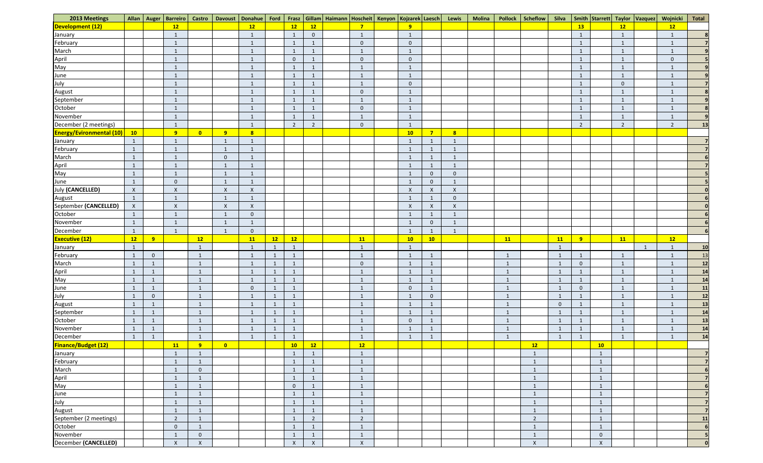| 2013 Meetings | Allan | Auger | Barreiro | Castro | Davoust | Donahue | Ford | Frasz | Gillam | Haimann | Hoscheit | Kenyon | Kojzarek | Laesch | Lewis | Molina | Pollock | Scheflow | Silva | Smith | Starrett | Taylor | Vazquez | Wojnicki | Total |
|---|---|---|---|---|---|---|---|---|---|---|---|---|---|---|---|---|---|---|---|---|---|---|---|---|---|
| **Development (12)** | | | **12** | | | **12** | | **12** | **12** | | **7** | | **9** | | | | | | | **13** | | **12** | | **12** | |
| January | | | 1 | | | 1 | | 1 | 0 | | 1 | | 1 | | | | | | | 1 | | 1 | | 1 | 8 |
| February | | | 1 | | | 1 | | 1 | 1 | | 0 | | 0 | | | | | | | 1 | | 1 | | 1 | 7 |
| March | | | 1 | | | 1 | | 1 | 1 | | 1 | | 1 | | | | | | | 1 | | 1 | | 1 | 9 |
| April | | | 1 | | | 1 | | 0 | 1 | | 0 | | 0 | | | | | | | 1 | | 1 | | 0 | 5 |
| May | | | 1 | | | 1 | | 1 | 1 | | 1 | | 1 | | | | | | | 1 | | 1 | | 1 | 9 |
| June | | | 1 | | | 1 | | 1 | 1 | | 1 | | 1 | | | | | | | 1 | | 1 | | 1 | 9 |
| July | | | 1 | | | 1 | | 1 | 1 | | 1 | | 0 | | | | | | | 1 | | 0 | | 1 | 7 |
| August | | | 1 | | | 1 | | 1 | 1 | | 0 | | 1 | | | | | | | 1 | | 1 | | 1 | 8 |
| September | | | 1 | | | 1 | | 1 | 1 | | 1 | | 1 | | | | | | | 1 | | 1 | | 1 | 9 |
| October | | | 1 | | | 1 | | 1 | 1 | | 0 | | 1 | | | | | | | 1 | | 1 | | 1 | 8 |
| November | | | 1 | | | 1 | | 1 | 1 | | 1 | | 1 | | | | | | | 1 | | 1 | | 1 | 9 |
| December (2 meetings) | | | 1 | | | 1 | | 2 | 2 | | 0 | | 1 | | | | | | | 2 | | 2 | | 2 | 13 |
| **Energy/Evironmental (10)** | **10** | | **9** | **0** | **9** | **8** | | | | | | | **10** | **7** | **8** | | | | | | | | | | |
| January | 1 | | 1 | | 1 | 1 | | | | | | | 1 | 1 | 1 | | | | | | | | | | 7 |
| February | 1 | | 1 | | 1 | 1 | | | | | | | 1 | 1 | 1 | | | | | | | | | | 7 |
| March | 1 | | 1 | | 0 | 1 | | | | | | | 1 | 1 | 1 | | | | | | | | | | 6 |
| April | 1 | | 1 | | 1 | 1 | | | | | | | 1 | 1 | 1 | | | | | | | | | | 7 |
| May | 1 | | 1 | | 1 | 1 | | | | | | | 1 | 0 | 0 | | | | | | | | | | 5 |
| June | 1 | | 0 | | 1 | 1 | | | | | | | 1 | 0 | 1 | | | | | | | | | | 5 |
| July **(CANCELLED)** | X | | X | | X | X | | | | | | | X | X | X | | | | | | | | | | 0 |
| August | 1 | | 1 | | 1 | 1 | | | | | | | 1 | 1 | 0 | | | | | | | | | | 6 |
| September **(CANCELLED)** | X | | X | | X | X | | | | | | | X | X | X | | | | | | | | | | 0 |
| October | 1 | | 1 | | 1 | 0 | | | | | | | 1 | 1 | 1 | | | | | | | | | | 6 |
| November | 1 | | 1 | | 1 | 1 | | | | | | | 1 | 0 | 1 | | | | | | | | | | 6 |
| December | 1 | | 1 | | 1 | 0 | | | | | | | 1 | 1 | 1 | | | | | | | | | | 6 |
| **Executive (12)** | **12** | **9** | | **12** | | **11** | **12** | **12** | | | **11** | | **10** | **10** | | | **11** | | **11** | **9** | | **11** | | **12** | |
| January | 1 | | | 1 | | 1 | 1 | 1 | | | 1 | | 1 | | | | | | 1 | | | | 1 | 1 | 10 |
| February | 1 | 0 | | 1 | | 1 | 1 | 1 | | | 1 | | 1 | 1 | | | 1 | | 1 | 1 | | 1 | | 1 | 13 |
| March | 1 | 1 | | 1 | | 1 | 1 | 1 | | | 0 | | 1 | 1 | | | 1 | | 1 | 0 | | 1 | | 1 | 12 |
| April | 1 | 1 | | 1 | | 1 | 1 | 1 | | | 1 | | 1 | 1 | | | 1 | | 1 | 1 | | 1 | | 1 | 14 |
| May | 1 | 1 | | 1 | | 1 | 1 | 1 | | | 1 | | 1 | 1 | | | 1 | | 1 | 1 | | 1 | | 1 | 14 |
| June | 1 | 1 | | 1 | | 0 | 1 | 1 | | | 1 | | 0 | 1 | | | 1 | | 1 | 0 | | 1 | | 1 | 11 |
| July | 1 | 0 | | 1 | | 1 | 1 | 1 | | | 1 | | 1 | 0 | | | 1 | | 1 | 1 | | 1 | | 1 | 12 |
| August | 1 | 1 | | 1 | | 1 | 1 | 1 | | | 1 | | 1 | 1 | | | 1 | | 0 | 1 | | 1 | | 1 | 13 |
| September | 1 | 1 | | 1 | | 1 | 1 | 1 | | | 1 | | 1 | 1 | | | 1 | | 1 | 1 | | 1 | | 1 | 14 |
| October | 1 | 1 | | 1 | | 1 | 1 | 1 | | | 1 | | 0 | 1 | | | 1 | | 1 | 1 | | 1 | | 1 | 13 |
| November | 1 | 1 | | 1 | | 1 | 1 | 1 | | | 1 | | 1 | 1 | | | 1 | | 1 | 1 | | 1 | | 1 | 14 |
| December | 1 | 1 | | 1 | | 1 | 1 | 1 | | | 1 | | 1 | 1 | | | 1 | | 1 | 1 | | 1 | | 1 | 14 |
| **Finance/Budget (12)** | | | **11** | **9** | **0** | | | **10** | **12** | | **12** | | | | | | | **12** | | | **10** | | | | |
| January | | | 1 | 1 | | | | 1 | 1 | | 1 | | | | | | | 1 | | | 1 | | | | 7 |
| February | | | 1 | 1 | | | | 1 | 1 | | 1 | | | | | | | 1 | | | 1 | | | | 7 |
| March | | | 1 | 0 | | | | 1 | 1 | | 1 | | | | | | | 1 | | | 1 | | | | 6 |
| April | | | 1 | 1 | | | | 1 | 1 | | 1 | | | | | | | 1 | | | 1 | | | | 7 |
| May | | | 1 | 1 | | | | 0 | 1 | | 1 | | | | | | | 1 | | | 1 | | | | 6 |
| June | | | 1 | 1 | | | | 1 | 1 | | 1 | | | | | | | 1 | | | 1 | | | | 7 |
| July | | | 1 | 1 | | | | 1 | 1 | | 1 | | | | | | | 1 | | | 1 | | | | 7 |
| August | | | 1 | 1 | | | | 1 | 1 | | 1 | | | | | | | 1 | | | 1 | | | | 7 |
| September (2 meetings) | | | 2 | 1 | | | | 1 | 2 | | 2 | | | | | | | 2 | | | 1 | | | | 11 |
| October | | | 0 | 1 | | | | 1 | 1 | | 1 | | | | | | | 1 | | | 1 | | | | 6 |
| November | | | 1 | 0 | | | | 1 | 1 | | 1 | | | | | | | 1 | | | 0 | | | | 5 |
| December **(CANCELLED)** | | | X | X | | | | X | X | | X | | | | | | | X | | | X | | | | 0 |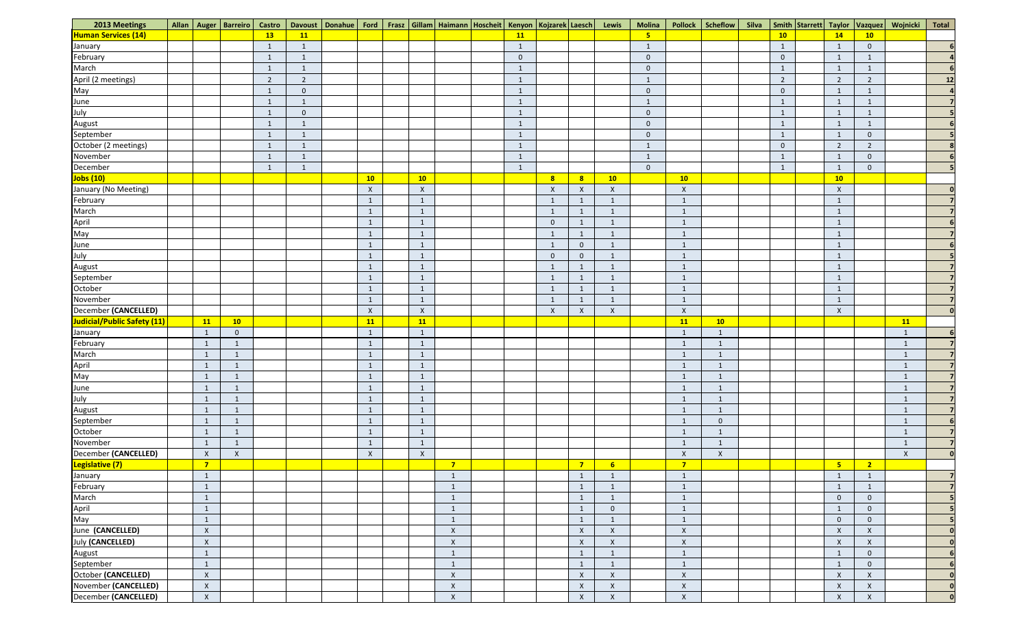| 2013 Meetings | Allan | Auger | Barreiro | Castro | Davoust | Donahue | Ford | Frasz | Gillam | Haimann | Hoscheit | Kenyon | Kojzarek | Laesch | Lewis | Molina | Pollock | Scheflow | Silva | Smith | Starrett | Taylor | Vazquez | Wojnicki | Total |
|---|---|---|---|---|---|---|---|---|---|---|---|---|---|---|---|---|---|---|---|---|---|---|---|---|---|
| **Human Services (14)** | | | | **13** | **11** | | | | | | | **11** | | | | **5** | | | | **10** | | **14** | **10** | | |
| January | | | | 1 | 1 | | | | | | | 1 | | | | 1 | | | | 1 | | 1 | 0 | | **6** |
| February | | | | 1 | 1 | | | | | | | 0 | | | | 0 | | | | 0 | | 1 | 1 | | **4** |
| March | | | | 1 | 1 | | | | | | | 1 | | | | 0 | | | | 1 | | 1 | 1 | | **6** |
| April (2 meetings) | | | | 2 | 2 | | | | | | | 1 | | | | 1 | | | | 2 | | 2 | 2 | | **12** |
| May | | | | 1 | 0 | | | | | | | 1 | | | | 0 | | | | 0 | | 1 | 1 | | **4** |
| June | | | | 1 | 1 | | | | | | | 1 | | | | 1 | | | | 1 | | 1 | 1 | | **7** |
| July | | | | 1 | 0 | | | | | | | 1 | | | | 0 | | | | 1 | | 1 | 1 | | **5** |
| August | | | | 1 | 1 | | | | | | | 1 | | | | 0 | | | | 1 | | 1 | 1 | | **6** |
| September | | | | 1 | 1 | | | | | | | 1 | | | | 0 | | | | 1 | | 1 | 0 | | **5** |
| October (2 meetings) | | | | 1 | 1 | | | | | | | 1 | | | | 1 | | | | 0 | | 2 | 2 | | **8** |
| November | | | | 1 | 1 | | | | | | | 1 | | | | 1 | | | | 1 | | 1 | 0 | | **6** |
| December | | | | 1 | 1 | | | | | | | 1 | | | | 0 | | | | 1 | | 1 | 0 | | **5** |
| **Jobs (10)** | | | | | | | **10** | | **10** | | | | **8** | **8** | **10** | | **10** | | | | | **10** | | | |
| January (No Meeting) | | | | | | | X | | X | | | | X | X | X | | X | | | | | X | | | **0** |
| February | | | | | | | 1 | | 1 | | | | 1 | 1 | 1 | | 1 | | | | | 1 | | | **7** |
| March | | | | | | | 1 | | 1 | | | | 1 | 1 | 1 | | 1 | | | | | 1 | | | **7** |
| April | | | | | | | 1 | | 1 | | | | 0 | 1 | 1 | | 1 | | | | | 1 | | | **6** |
| May | | | | | | | 1 | | 1 | | | | 1 | 1 | 1 | | 1 | | | | | 1 | | | **7** |
| June | | | | | | | 1 | | 1 | | | | 1 | 0 | 1 | | 1 | | | | | 1 | | | **6** |
| July | | | | | | | 1 | | 1 | | | | 0 | 0 | 1 | | 1 | | | | | 1 | | | **5** |
| August | | | | | | | 1 | | 1 | | | | 1 | 1 | 1 | | 1 | | | | | 1 | | | **7** |
| September | | | | | | | 1 | | 1 | | | | 1 | 1 | 1 | | 1 | | | | | 1 | | | **7** |
| October | | | | | | | 1 | | 1 | | | | 1 | 1 | 1 | | 1 | | | | | 1 | | | **7** |
| November | | | | | | | 1 | | 1 | | | | 1 | 1 | 1 | | 1 | | | | | 1 | | | **7** |
| December **(CANCELLED)** | | | | | | | X | | X | | | | X | X | X | | X | | | | | X | | | **0** |
| **Judicial/Public Safety (11)** | | **11** | **10** | | | | **11** | | **11** | | | | | | | | **11** | **10** | | | | | | **11** | |
| January | | 1 | 0 | | | | 1 | | 1 | | | | | | | | 1 | 1 | | | | | | 1 | **6** |
| February | | 1 | 1 | | | | 1 | | 1 | | | | | | | | 1 | 1 | | | | | | 1 | **7** |
| March | | 1 | 1 | | | | 1 | | 1 | | | | | | | | 1 | 1 | | | | | | 1 | **7** |
| April | | 1 | 1 | | | | 1 | | 1 | | | | | | | | 1 | 1 | | | | | | 1 | **7** |
| May | | 1 | 1 | | | | 1 | | 1 | | | | | | | | 1 | 1 | | | | | | 1 | **7** |
| June | | 1 | 1 | | | | 1 | | 1 | | | | | | | | 1 | 1 | | | | | | 1 | **7** |
| July | | 1 | 1 | | | | 1 | | 1 | | | | | | | | 1 | 1 | | | | | | 1 | **7** |
| August | | 1 | 1 | | | | 1 | | 1 | | | | | | | | 1 | 1 | | | | | | 1 | **7** |
| September | | 1 | 1 | | | | 1 | | 1 | | | | | | | | 1 | 0 | | | | | | 1 | **6** |
| October | | 1 | 1 | | | | 1 | | 1 | | | | | | | | 1 | 1 | | | | | | 1 | **7** |
| November | | 1 | 1 | | | | 1 | | 1 | | | | | | | | 1 | 1 | | | | | | 1 | **7** |
| December **(CANCELLED)** | | X | X | | | | X | | X | | | | | | | | X | X | | | | | | X | **0** |
| **Legislative (7)** | | **7** | | | | | | | | **7** | | | | **7** | **6** | | **7** | | | | | **5** | **2** | | |
| January | | 1 | | | | | | | | 1 | | | | 1 | 1 | | 1 | | | | | 1 | 1 | | **7** |
| February | | 1 | | | | | | | | 1 | | | | 1 | 1 | | 1 | | | | | 1 | 1 | | **7** |
| March | | 1 | | | | | | | | 1 | | | | 1 | 1 | | 1 | | | | | 0 | 0 | | **5** |
| April | | 1 | | | | | | | | 1 | | | | 1 | 0 | | 1 | | | | | 1 | 0 | | **5** |
| May | | 1 | | | | | | | | 1 | | | | 1 | 1 | | 1 | | | | | 0 | 0 | | **5** |
| June **(CANCELLED)** | | X | | | | | | | | X | | | | X | X | | X | | | | | X | X | | **0** |
| July **(CANCELLED)** | | X | | | | | | | | X | | | | X | X | | X | | | | | X | X | | **0** |
| August | | 1 | | | | | | | | 1 | | | | 1 | 1 | | 1 | | | | | 1 | 0 | | **6** |
| September | | 1 | | | | | | | | 1 | | | | 1 | 1 | | 1 | | | | | 1 | 0 | | **6** |
| October **(CANCELLED)** | | X | | | | | | | | X | | | | X | X | | X | | | | | X | X | | **0** |
| November **(CANCELLED)** | | X | | | | | | | | X | | | | X | X | | X | | | | | X | X | | **0** |
| December **(CANCELLED)** | | X | | | | | | | | X | | | | X | X | | X | | | | | X | X | | **0** |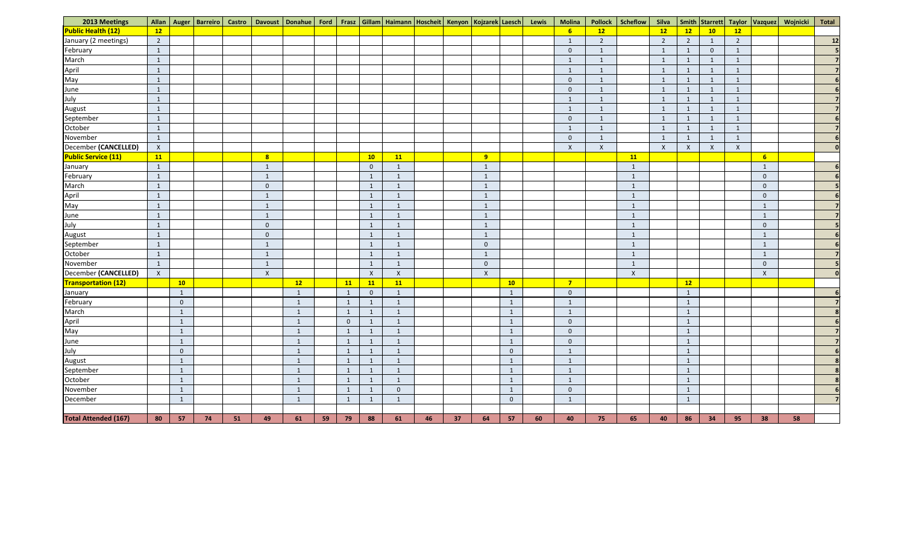| 2013 Meetings | Allan | Auger | Barreiro | Castro | Davoust | Donahue | Ford | Frasz | Gillam | Haimann | Hoscheit | Kenyon | Kojzarek | Laesch | Lewis | Molina | Pollock | Scheflow | Silva | Smith | Starrett | Taylor | Vazquez | Wojnicki | Total |
|---|---|---|---|---|---|---|---|---|---|---|---|---|---|---|---|---|---|---|---|---|---|---|---|---|---|
| **Public Health (12)** | 12 | | | | | | | | | | | | | | | 6 | 12 | | 12 | 12 | 10 | 12 | | | |
| January (2 meetings) | 2 | | | | | | | | | | | | | | | 1 | 2 | | 2 | 2 | 1 | 2 | | | 12 |
| February | 1 | | | | | | | | | | | | | | | 0 | 1 | | 1 | 1 | 0 | 1 | | | 5 |
| March | 1 | | | | | | | | | | | | | | | 1 | 1 | | 1 | 1 | 1 | 1 | | | 7 |
| April | 1 | | | | | | | | | | | | | | | 1 | 1 | | 1 | 1 | 1 | 1 | | | 7 |
| May | 1 | | | | | | | | | | | | | | | 0 | 1 | | 1 | 1 | 1 | 1 | | | 6 |
| June | 1 | | | | | | | | | | | | | | | 0 | 1 | | 1 | 1 | 1 | 1 | | | 6 |
| July | 1 | | | | | | | | | | | | | | | 1 | 1 | | 1 | 1 | 1 | 1 | | | 7 |
| August | 1 | | | | | | | | | | | | | | | 1 | 1 | | 1 | 1 | 1 | 1 | | | 7 |
| September | 1 | | | | | | | | | | | | | | | 0 | 1 | | 1 | 1 | 1 | 1 | | | 6 |
| October | 1 | | | | | | | | | | | | | | | 1 | 1 | | 1 | 1 | 1 | 1 | | | 7 |
| November | 1 | | | | | | | | | | | | | | | 0 | 1 | | 1 | 1 | 1 | 1 | | | 6 |
| December **(CANCELLED)** | X | | | | | | | | | | | | | | | X | X | | X | X | X | X | | | 0 |
| **Public Service (11)** | 11 | | | | 8 | | | | 10 | 11 | | | 9 | | | | | 11 | | | | | 6 | | |
| January | 1 | | | | 1 | | | | 0 | 1 | | | 1 | | | | | 1 | | | | | 1 | | 6 |
| February | 1 | | | | 1 | | | | 1 | 1 | | | 1 | | | | | 1 | | | | | 0 | | 6 |
| March | 1 | | | | 0 | | | | 1 | 1 | | | 1 | | | | | 1 | | | | | 0 | | 5 |
| April | 1 | | | | 1 | | | | 1 | 1 | | | 1 | | | | | 1 | | | | | 0 | | 6 |
| May | 1 | | | | 1 | | | | 1 | 1 | | | 1 | | | | | 1 | | | | | 1 | | 7 |
| June | 1 | | | | 1 | | | | 1 | 1 | | | 1 | | | | | 1 | | | | | 1 | | 7 |
| July | 1 | | | | 0 | | | | 1 | 1 | | | 1 | | | | | 1 | | | | | 0 | | 5 |
| August | 1 | | | | 0 | | | | 1 | 1 | | | 1 | | | | | 1 | | | | | 1 | | 6 |
| September | 1 | | | | 1 | | | | 1 | 1 | | | 0 | | | | | 1 | | | | | 1 | | 6 |
| October | 1 | | | | 1 | | | | 1 | 1 | | | 1 | | | | | 1 | | | | | 1 | | 7 |
| November | 1 | | | | 1 | | | | 1 | 1 | | | 0 | | | | | 1 | | | | | 0 | | 5 |
| December **(CANCELLED)** | X | | | | X | | | | X | X | | | X | | | | | X | | | | | X | | 0 |
| **Transportation (12)** | | 10 | | | | 12 | | 11 | 11 | 11 | | | | 10 | | 7 | | | | 12 | | | | | |
| January | | 1 | | | | 1 | | 1 | 0 | 1 | | | | 1 | | 0 | | | | 1 | | | | | 6 |
| February | | 0 | | | | 1 | | 1 | 1 | 1 | | | | 1 | | 1 | | | | 1 | | | | | 7 |
| March | | 1 | | | | 1 | | 1 | 1 | 1 | | | | 1 | | 1 | | | | 1 | | | | | 8 |
| April | | 1 | | | | 1 | | 0 | 1 | 1 | | | | 1 | | 0 | | | | 1 | | | | | 6 |
| May | | 1 | | | | 1 | | 1 | 1 | 1 | | | | 1 | | 0 | | | | 1 | | | | | 7 |
| June | | 1 | | | | 1 | | 1 | 1 | 1 | | | | 1 | | 0 | | | | 1 | | | | | 7 |
| July | | 0 | | | | 1 | | 1 | 1 | 1 | | | | 0 | | 1 | | | | 1 | | | | | 6 |
| August | | 1 | | | | 1 | | 1 | 1 | 1 | | | | 1 | | 1 | | | | 1 | | | | | 8 |
| September | | 1 | | | | 1 | | 1 | 1 | 1 | | | | 1 | | 1 | | | | 1 | | | | | 8 |
| October | | 1 | | | | 1 | | 1 | 1 | 1 | | | | 1 | | 1 | | | | 1 | | | | | 8 |
| November | | 1 | | | | 1 | | 1 | 1 | 0 | | | | 1 | | 0 | | | | 1 | | | | | 6 |
| December | | 1 | | | | 1 | | 1 | 1 | 1 | | | | 0 | | 1 | | | | 1 | | | | | 7 |
| | | | | | | | | | | | | | | | | | | | | | | | | | |
| **Total Attended (167)** | 80 | 57 | 74 | 51 | 49 | 61 | 59 | 79 | 88 | 61 | 46 | 37 | 64 | 57 | 60 | 40 | 75 | 65 | 40 | 86 | 34 | 95 | 38 | 58 | |